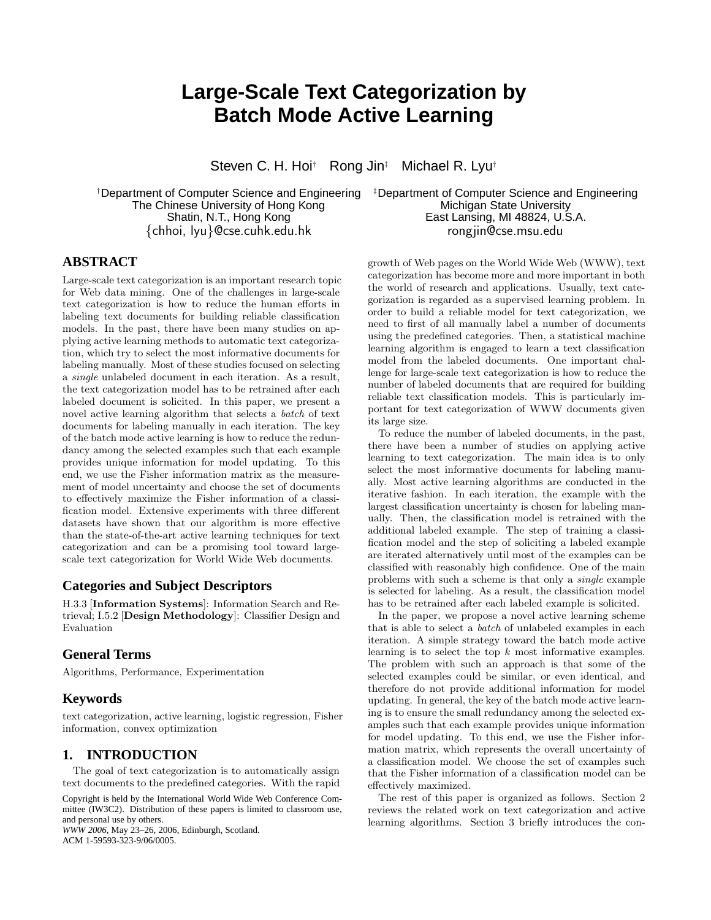# Large-Scale Text Categorization by Batch Mode Active Learning

Steven C. H. Hoi[†] Rong Jin[‡] Michael R. Lyu[†]

[†]Department of Computer Science and Engineering
The Chinese University of Hong Kong
Shatin, N.T., Hong Kong
{chhoi, lyu}@cse.cuhk.edu.hk

[‡]Department of Computer Science and Engineering
Michigan State University
East Lansing, MI 48824, U.S.A.
rongjin@cse.msu.edu

## ABSTRACT

Large-scale text categorization is an important research topic for Web data mining. One of the challenges in large-scale text categorization is how to reduce the human efforts in labeling text documents for building reliable classification models. In the past, there have been many studies on applying active learning methods to automatic text categorization, which try to select the most informative documents for labeling manually. Most of these studies focused on selecting a *single* unlabeled document in each iteration. As a result, the text categorization model has to be retrained after each labeled document is solicited. In this paper, we present a novel active learning algorithm that selects a *batch* of text documents for labeling manually in each iteration. The key of the batch mode active learning is how to reduce the redundancy among the selected examples such that each example provides unique information for model updating. To this end, we use the Fisher information matrix as the measurement of model uncertainty and choose the set of documents to effectively maximize the Fisher information of a classification model. Extensive experiments with three different datasets have shown that our algorithm is more effective than the state-of-the-art active learning techniques for text categorization and can be a promising tool toward large-scale text categorization for World Wide Web documents.

### Categories and Subject Descriptors

H.3.3 [**Information Systems**]: Information Search and Retrieval; I.5.2 [**Design Methodology**]: Classifier Design and Evaluation

### General Terms

Algorithms, Performance, Experimentation

### Keywords

text categorization, active learning, logistic regression, Fisher information, convex optimization

## 1. INTRODUCTION

The goal of text categorization is to automatically assign text documents to the predefined categories. With the rapid growth of Web pages on the World Wide Web (WWW), text categorization has become more and more important in both the world of research and applications. Usually, text categorization is regarded as a supervised learning problem. In order to build a reliable model for text categorization, we need to first of all manually label a number of documents using the predefined categories. Then, a statistical machine learning algorithm is engaged to learn a text classification model from the labeled documents. One important challenge for large-scale text categorization is how to reduce the number of labeled documents that are required for building reliable text classification models. This is particularly important for text categorization of WWW documents given its large size.

To reduce the number of labeled documents, in the past, there have been a number of studies on applying active learning to text categorization. The main idea is to only select the most informative documents for labeling manually. Most active learning algorithms are conducted in the iterative fashion. In each iteration, the example with the largest classification uncertainty is chosen for labeling manually. Then, the classification model is retrained with the additional labeled example. The step of training a classification model and the step of soliciting a labeled example are iterated alternatively until most of the examples can be classified with reasonably high confidence. One of the main problems with such a scheme is that only a *single* example is selected for labeling. As a result, the classification model has to be retrained after each labeled example is solicited.

In the paper, we propose a novel active learning scheme that is able to select a *batch* of unlabeled examples in each iteration. A simple strategy toward the batch mode active learning is to select the top $k$ most informative examples. The problem with such an approach is that some of the selected examples could be similar, or even identical, and therefore do not provide additional information for model updating. In general, the key of the batch mode active learning is to ensure the small redundancy among the selected examples such that each example provides unique information for model updating. To this end, we use the Fisher information matrix, which represents the overall uncertainty of a classification model. We choose the set of examples such that the Fisher information of a classification model can be effectively maximized.

The rest of this paper is organized as follows. Section 2 reviews the related work on text categorization and active learning algorithms. Section 3 briefly introduces the con-

Copyright is held by the International World Wide Web Conference Committee (IW3C2). Distribution of these papers is limited to classroom use, and personal use by others.
*WWW 2006*, May 23–26, 2006, Edinburgh, Scotland.
ACM 1-59593-323-9/06/0005.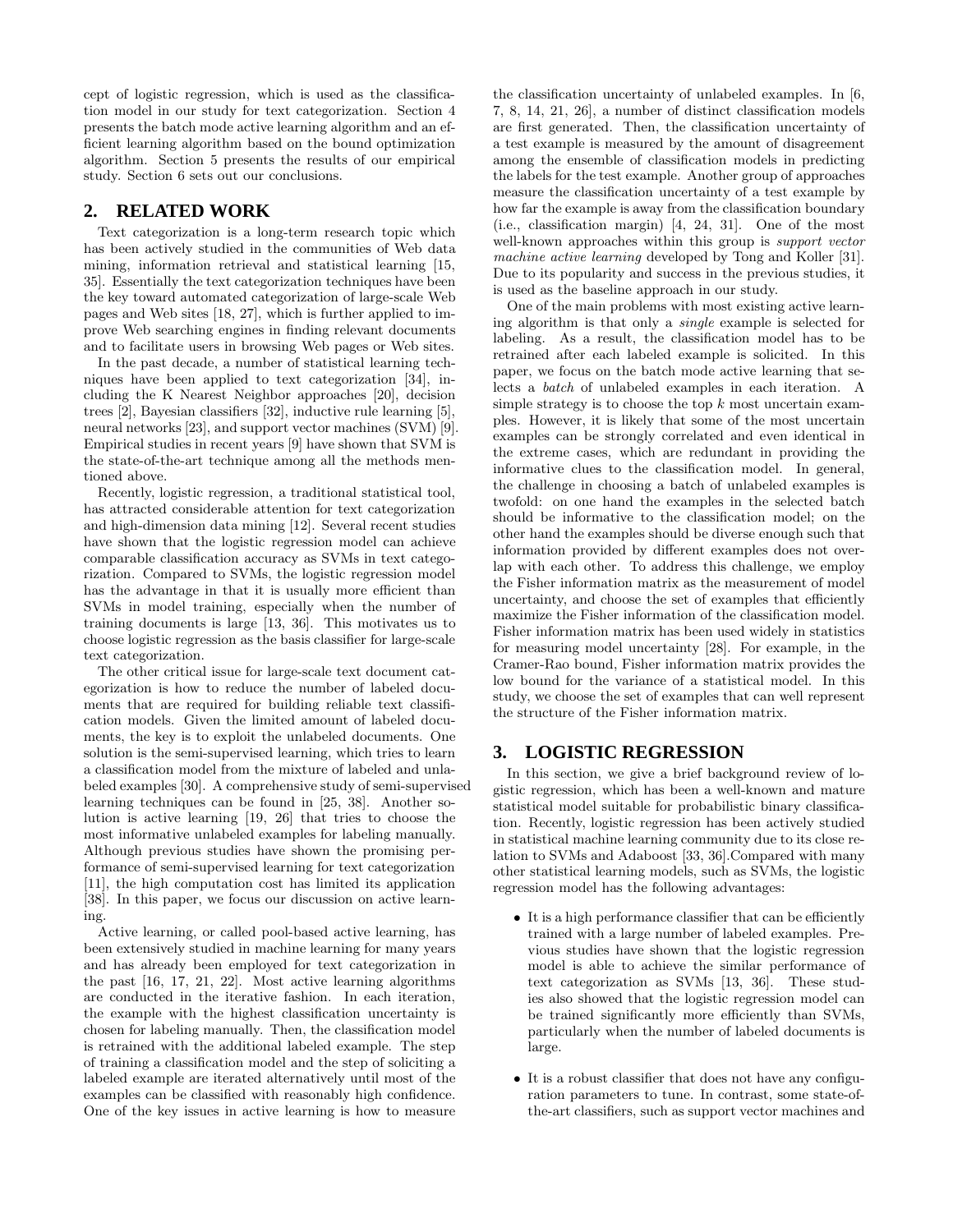cept of logistic regression, which is used as the classification model in our study for text categorization. Section 4 presents the batch mode active learning algorithm and an efficient learning algorithm based on the bound optimization algorithm. Section 5 presents the results of our empirical study. Section 6 sets out our conclusions.

## 2. RELATED WORK

Text categorization is a long-term research topic which has been actively studied in the communities of Web data mining, information retrieval and statistical learning [15, 35]. Essentially the text categorization techniques have been the key toward automated categorization of large-scale Web pages and Web sites [18, 27], which is further applied to improve Web searching engines in finding relevant documents and to facilitate users in browsing Web pages or Web sites.

In the past decade, a number of statistical learning techniques have been applied to text categorization [34], including the K Nearest Neighbor approaches [20], decision trees [2], Bayesian classifiers [32], inductive rule learning [5], neural networks [23], and support vector machines (SVM) [9]. Empirical studies in recent years [9] have shown that SVM is the state-of-the-art technique among all the methods mentioned above.

Recently, logistic regression, a traditional statistical tool, has attracted considerable attention for text categorization and high-dimension data mining [12]. Several recent studies have shown that the logistic regression model can achieve comparable classification accuracy as SVMs in text categorization. Compared to SVMs, the logistic regression model has the advantage in that it is usually more efficient than SVMs in model training, especially when the number of training documents is large [13, 36]. This motivates us to choose logistic regression as the basis classifier for large-scale text categorization.

The other critical issue for large-scale text document categorization is how to reduce the number of labeled documents that are required for building reliable text classification models. Given the limited amount of labeled documents, the key is to exploit the unlabeled documents. One solution is the semi-supervised learning, which tries to learn a classification model from the mixture of labeled and unlabeled examples [30]. A comprehensive study of semi-supervised learning techniques can be found in [25, 38]. Another solution is active learning [19, 26] that tries to choose the most informative unlabeled examples for labeling manually. Although previous studies have shown the promising performance of semi-supervised learning for text categorization [11], the high computation cost has limited its application [38]. In this paper, we focus our discussion on active learning.

Active learning, or called pool-based active learning, has been extensively studied in machine learning for many years and has already been employed for text categorization in the past [16, 17, 21, 22]. Most active learning algorithms are conducted in the iterative fashion. In each iteration, the example with the highest classification uncertainty is chosen for labeling manually. Then, the classification model is retrained with the additional labeled example. The step of training a classification model and the step of soliciting a labeled example are iterated alternatively until most of the examples can be classified with reasonably high confidence. One of the key issues in active learning is how to measure the classification uncertainty of unlabeled examples. In [6, 7, 8, 14, 21, 26], a number of distinct classification models are first generated. Then, the classification uncertainty of a test example is measured by the amount of disagreement among the ensemble of classification models in predicting the labels for the test example. Another group of approaches measure the classification uncertainty of a test example by how far the example is away from the classification boundary (i.e., classification margin) [4, 24, 31]. One of the most well-known approaches within this group is *support vector machine active learning* developed by Tong and Koller [31]. Due to its popularity and success in the previous studies, it is used as the baseline approach in our study.

One of the main problems with most existing active learning algorithm is that only a *single* example is selected for labeling. As a result, the classification model has to be retrained after each labeled example is solicited. In this paper, we focus on the batch mode active learning that selects a *batch* of unlabeled examples in each iteration. A simple strategy is to choose the top $k$ most uncertain examples. However, it is likely that some of the most uncertain examples can be strongly correlated and even identical in the extreme cases, which are redundant in providing the informative clues to the classification model. In general, the challenge in choosing a batch of unlabeled examples is twofold: on one hand the examples in the selected batch should be informative to the classification model; on the other hand the examples should be diverse enough such that information provided by different examples does not overlap with each other. To address this challenge, we employ the Fisher information matrix as the measurement of model uncertainty, and choose the set of examples that efficiently maximize the Fisher information of the classification model. Fisher information matrix has been used widely in statistics for measuring model uncertainty [28]. For example, in the Cramer-Rao bound, Fisher information matrix provides the low bound for the variance of a statistical model. In this study, we choose the set of examples that can well represent the structure of the Fisher information matrix.

## 3. LOGISTIC REGRESSION

In this section, we give a brief background review of logistic regression, which has been a well-known and mature statistical model suitable for probabilistic binary classification. Recently, logistic regression has been actively studied in statistical machine learning community due to its close relation to SVMs and Adaboost [33, 36].Compared with many other statistical learning models, such as SVMs, the logistic regression model has the following advantages:

- It is a high performance classifier that can be efficiently trained with a large number of labeled examples. Previous studies have shown that the logistic regression model is able to achieve the similar performance of text categorization as SVMs [13, 36]. These studies also showed that the logistic regression model can be trained significantly more efficiently than SVMs, particularly when the number of labeled documents is large.
- It is a robust classifier that does not have any configuration parameters to tune. In contrast, some state-of-the-art classifiers, such as support vector machines and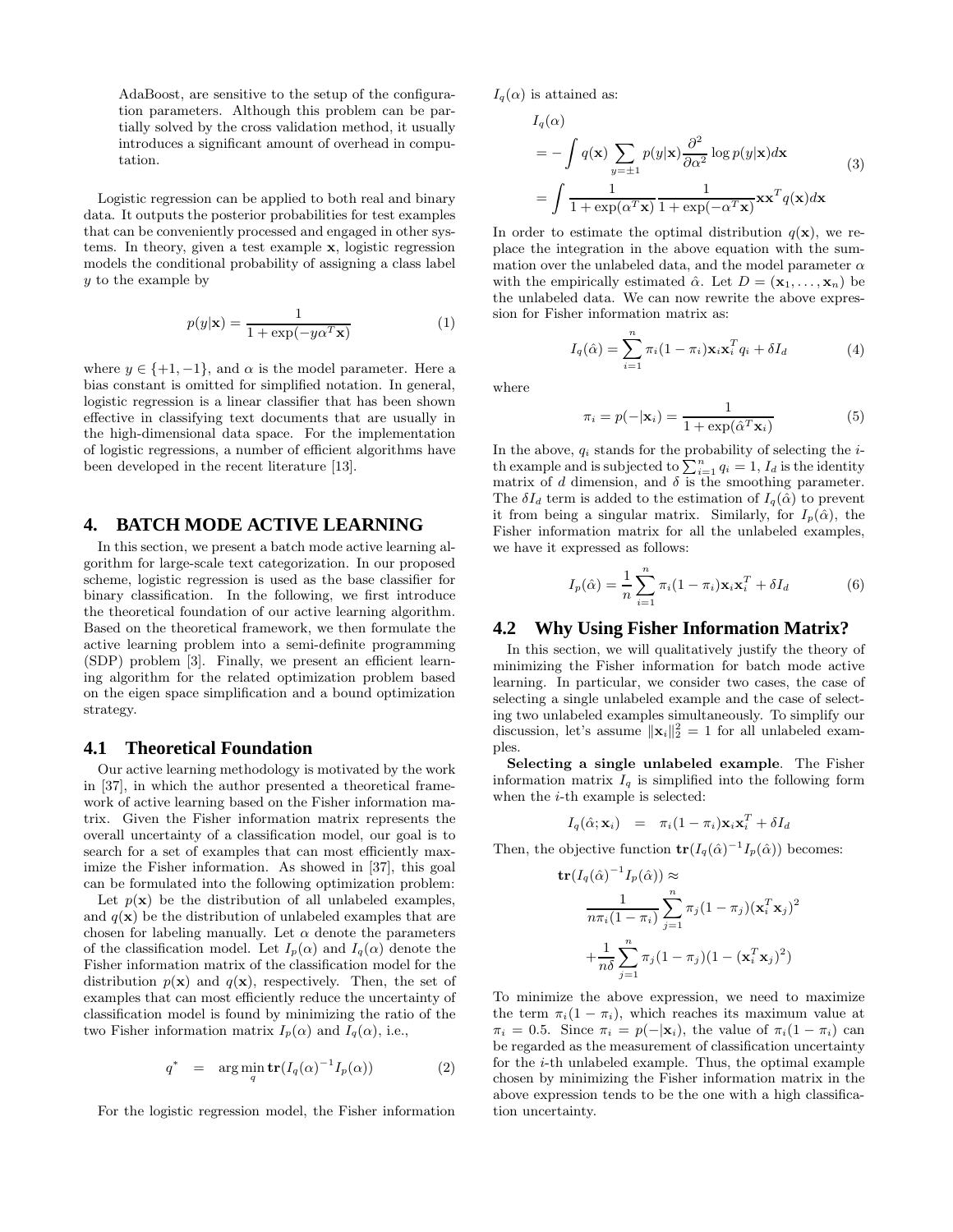AdaBoost, are sensitive to the setup of the configuration parameters. Although this problem can be partially solved by the cross validation method, it usually introduces a significant amount of overhead in computation.

Logistic regression can be applied to both real and binary data. It outputs the posterior probabilities for test examples that can be conveniently processed and engaged in other systems. In theory, given a test example $\mathbf{x}$, logistic regression models the conditional probability of assigning a class label $y$ to the example by

$$p(y|\mathbf{x}) = \frac{1}{1+\exp(-y\alpha^T\mathbf{x})} \quad (1)$$

where $y \in \{+1, -1\}$, and $\alpha$ is the model parameter. Here a bias constant is omitted for simplified notation. In general, logistic regression is a linear classifier that has been shown effective in classifying text documents that are usually in the high-dimensional data space. For the implementation of logistic regressions, a number of efficient algorithms have been developed in the recent literature [13].

## 4. BATCH MODE ACTIVE LEARNING

In this section, we present a batch mode active learning algorithm for large-scale text categorization. In our proposed scheme, logistic regression is used as the base classifier for binary classification. In the following, we first introduce the theoretical foundation of our active learning algorithm. Based on the theoretical framework, we then formulate the active learning problem into a semi-definite programming (SDP) problem [3]. Finally, we present an efficient learning algorithm for the related optimization problem based on the eigen space simplification and a bound optimization strategy.

### 4.1 Theoretical Foundation

Our active learning methodology is motivated by the work in [37], in which the author presented a theoretical framework of active learning based on the Fisher information matrix. Given the Fisher information matrix represents the overall uncertainty of a classification model, our goal is to search for a set of examples that can most efficiently maximize the Fisher information. As showed in [37], this goal can be formulated into the following optimization problem:

Let $p(\mathbf{x})$ be the distribution of all unlabeled examples, and $q(\mathbf{x})$ be the distribution of unlabeled examples that are chosen for labeling manually. Let $\alpha$ denote the parameters of the classification model. Let $I_p(\alpha)$ and $I_q(\alpha)$ denote the Fisher information matrix of the classification model for the distribution $p(\mathbf{x})$ and $q(\mathbf{x})$, respectively. Then, the set of examples that can most efficiently reduce the uncertainty of classification model is found by minimizing the ratio of the two Fisher information matrix $I_p(\alpha)$ and $I_q(\alpha)$, i.e.,

$$q^* = \arg\min_q \mathbf{tr}(I_q(\alpha)^{-1}I_p(\alpha)) \quad (2)$$

For the logistic regression model, the Fisher information $I_q(\alpha)$ is attained as:

$$\begin{aligned} I_q(\alpha) &= -\int q(\mathbf{x}) \sum_{y=\pm1} p(y|\mathbf{x}) \frac{\partial^2}{\partial\alpha^2}\log p(y|\mathbf{x})d\mathbf{x} \\ &= \int \frac{1}{1+\exp(\alpha^T\mathbf{x})}\frac{1}{1+\exp(-\alpha^T\mathbf{x})}\mathbf{x}\mathbf{x}^T q(\mathbf{x})d\mathbf{x} \end{aligned} \quad (3)$$

In order to estimate the optimal distribution $q(\mathbf{x})$, we replace the integration in the above equation with the summation over the unlabeled data, and the model parameter $\alpha$ with the empirically estimated $\hat{\alpha}$. Let $D = (\mathbf{x}_1, \ldots, \mathbf{x}_n)$ be the unlabeled data. We can now rewrite the above expression for Fisher information matrix as:

$$I_q(\hat{\alpha}) = \sum_{i=1}^n \pi_i(1-\pi_i)\mathbf{x}_i\mathbf{x}_i^T q_i + \delta I_d \quad (4)$$

where

$$\pi_i = p(-|\mathbf{x}_i) = \frac{1}{1+\exp(\hat{\alpha}^T\mathbf{x}_i)} \quad (5)$$

In the above, $q_i$ stands for the probability of selecting the $i$-th example and is subjected to $\sum_{i=1}^n q_i = 1$, $I_d$ is the identity matrix of $d$ dimension, and $\delta$ is the smoothing parameter. The $\delta I_d$ term is added to the estimation of $I_q(\hat{\alpha})$ to prevent it from being a singular matrix. Similarly, for $I_p(\hat{\alpha})$, the Fisher information matrix for all the unlabeled examples, we have it expressed as follows:

$$I_p(\hat{\alpha}) = \frac{1}{n}\sum_{i=1}^n \pi_i(1-\pi_i)\mathbf{x}_i\mathbf{x}_i^T + \delta I_d \quad (6)$$

### 4.2 Why Using Fisher Information Matrix?

In this section, we will qualitatively justify the theory of minimizing the Fisher information for batch mode active learning. In particular, we consider two cases, the case of selecting a single unlabeled example and the case of selecting two unlabeled examples simultaneously. To simplify our discussion, let's assume $\|\mathbf{x}_i\|_2^2 = 1$ for all unlabeled examples.

**Selecting a single unlabeled example**. The Fisher information matrix $I_q$ is simplified into the following form when the $i$-th example is selected:

$$I_q(\hat{\alpha};\mathbf{x}_i) = \pi_i(1-\pi_i)\mathbf{x}_i\mathbf{x}_i^T + \delta I_d$$

Then, the objective function $\mathbf{tr}(I_q(\hat{\alpha})^{-1}I_p(\hat{\alpha}))$ becomes:

$$\begin{aligned} &\mathbf{tr}(I_q(\hat{\alpha})^{-1}I_p(\hat{\alpha})) \approx \\ &\quad \frac{1}{n\pi_i(1-\pi_i)}\sum_{j=1}^n \pi_j(1-\pi_j)(\mathbf{x}_i^T\mathbf{x}_j)^2 \\ &\quad + \frac{1}{n\delta}\sum_{j=1}^n \pi_j(1-\pi_j)(1-(\mathbf{x}_i^T\mathbf{x}_j)^2) \end{aligned}$$

To minimize the above expression, we need to maximize the term $\pi_i(1-\pi_i)$, which reaches its maximum value at $\pi_i = 0.5$. Since $\pi_i = p(-|\mathbf{x}_i)$, the value of $\pi_i(1-\pi_i)$ can be regarded as the measurement of classification uncertainty for the $i$-th unlabeled example. Thus, the optimal example chosen by minimizing the Fisher information matrix in the above expression tends to be the one with a high classification uncertainty.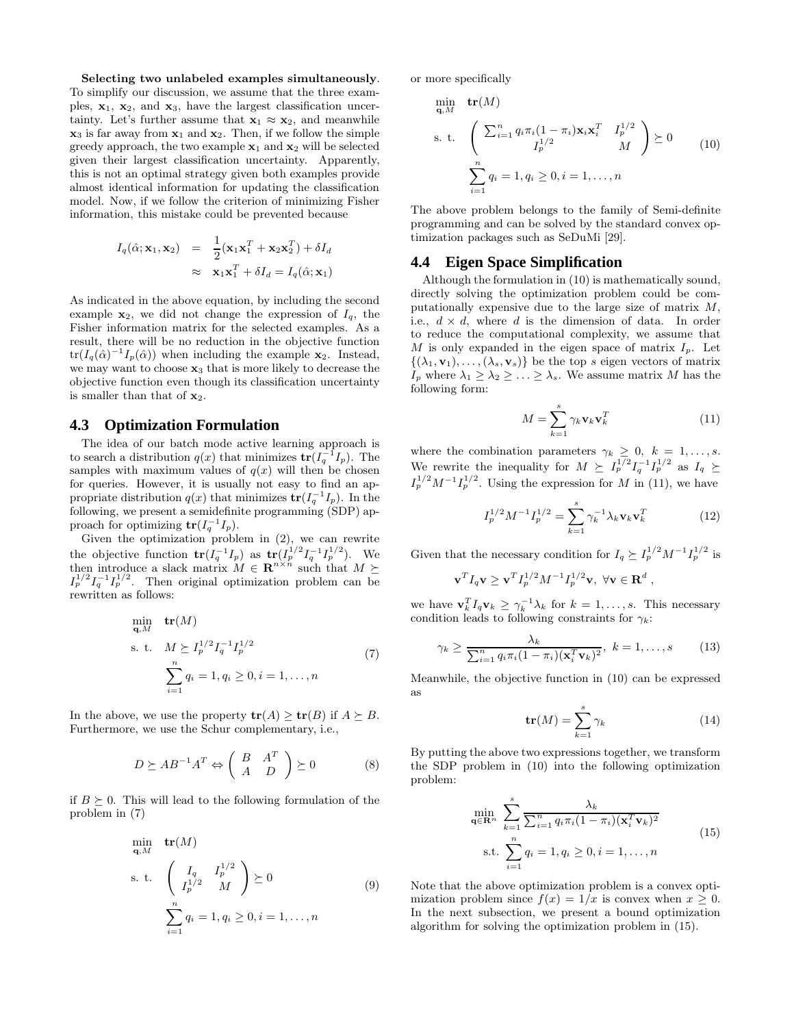**Selecting two unlabeled examples simultaneously**. To simplify our discussion, we assume that the three examples, $\mathbf{x}_1$, $\mathbf{x}_2$, and $\mathbf{x}_3$, have the largest classification uncertainty. Let's further assume that $\mathbf{x}_1 \approx \mathbf{x}_2$, and meanwhile $\mathbf{x}_3$ is far away from $\mathbf{x}_1$ and $\mathbf{x}_2$. Then, if we follow the simple greedy approach, the two example $\mathbf{x}_1$ and $\mathbf{x}_2$ will be selected given their largest classification uncertainty. Apparently, this is not an optimal strategy given both examples provide almost identical information for updating the classification model. Now, if we follow the criterion of minimizing Fisher information, this mistake could be prevented because

$$
\begin{aligned}
I_q(\hat{\alpha}; \mathbf{x}_1, \mathbf{x}_2) &= \frac{1}{2}(\mathbf{x}_1\mathbf{x}_1^T + \mathbf{x}_2\mathbf{x}_2^T) + \delta I_d \\
&\approx \mathbf{x}_1\mathbf{x}_1^T + \delta I_d = I_q(\hat{\alpha}; \mathbf{x}_1)
\end{aligned}
$$

As indicated in the above equation, by including the second example $\mathbf{x}_2$, we did not change the expression of $I_q$, the Fisher information matrix for the selected examples. As a result, there will be no reduction in the objective function $\mathrm{tr}(I_q(\hat{\alpha})^{-1}I_p(\hat{\alpha}))$ when including the example $\mathbf{x}_2$. Instead, we may want to choose $\mathbf{x}_3$ that is more likely to decrease the objective function even though its classification uncertainty is smaller than that of $\mathbf{x}_2$.

## 4.3 Optimization Formulation

The idea of our batch mode active learning approach is to search a distribution $q(x)$ that minimizes $\mathbf{tr}(I_q^{-1}I_p)$. The samples with maximum values of $q(x)$ will then be chosen for queries. However, it is usually not easy to find an appropriate distribution $q(x)$ that minimizes $\mathbf{tr}(I_q^{-1}I_p)$. In the following, we present a semidefinite programming (SDP) approach for optimizing $\mathbf{tr}(I_q^{-1}I_p)$.

Given the optimization problem in (2), we can rewrite the objective function $\mathbf{tr}(I_q^{-1}I_p)$ as $\mathbf{tr}(I_p^{1/2}I_q^{-1}I_p^{1/2})$. We then introduce a slack matrix $M \in \mathbf{R}^{n\times n}$ such that $M \succeq I_p^{1/2}I_q^{-1}I_p^{1/2}$. Then original optimization problem can be rewritten as follows:

$$
\begin{aligned}
\min_{\mathbf{q},M} \quad & \mathbf{tr}(M) \\
\text{s. t.} \quad & M \succeq I_p^{1/2}I_q^{-1}I_p^{1/2} \\
& \sum_{i=1}^{n} q_i = 1, q_i \geq 0, i = 1,\ldots,n
\end{aligned}
\tag{7}
$$

In the above, we use the property $\mathbf{tr}(A) \geq \mathbf{tr}(B)$ if $A \succeq B$. Furthermore, we use the Schur complementary, i.e.,

$$
D \succeq AB^{-1}A^T \Leftrightarrow \begin{pmatrix} B & A^T \\ A & D \end{pmatrix} \succeq 0 \tag{8}
$$

if $B \succeq 0$. This will lead to the following formulation of the problem in (7)

$$
\begin{aligned}
\min_{\mathbf{q},M} \quad & \mathbf{tr}(M) \\
\text{s. t.} \quad & \begin{pmatrix} I_q & I_p^{1/2} \\ I_p^{1/2} & M \end{pmatrix} \succeq 0 \\
& \sum_{i=1}^{n} q_i = 1, q_i \geq 0, i = 1,\ldots,n
\end{aligned}
\tag{9}
$$

or more specifically

$$
\begin{aligned}
\min_{\mathbf{q},M} \quad & \mathbf{tr}(M) \\
\text{s. t.} \quad & \begin{pmatrix} \sum_{i=1}^{n} q_i\pi_i(1-\pi_i)\mathbf{x}_i\mathbf{x}_i^T & I_p^{1/2} \\ I_p^{1/2} & M \end{pmatrix} \succeq 0 \\
& \sum_{i=1}^{n} q_i = 1, q_i \geq 0, i = 1,\ldots,n
\end{aligned}
\tag{10}
$$

The above problem belongs to the family of Semi-definite programming and can be solved by the standard convex optimization packages such as SeDuMi [29].

## 4.4 Eigen Space Simplification

Although the formulation in (10) is mathematically sound, directly solving the optimization problem could be computationally expensive due to the large size of matrix $M$, i.e., $d \times d$, where $d$ is the dimension of data. In order to reduce the computational complexity, we assume that $M$ is only expanded in the eigen space of matrix $I_p$. Let $\{(\lambda_1, \mathbf{v}_1), \ldots, (\lambda_s, \mathbf{v}_s)\}$ be the top $s$ eigen vectors of matrix $I_p$ where $\lambda_1 \geq \lambda_2 \geq \ldots \geq \lambda_s$. We assume matrix $M$ has the following form:

$$
M = \sum_{k=1}^{s} \gamma_k \mathbf{v}_k\mathbf{v}_k^T \tag{11}
$$

where the combination parameters $\gamma_k \geq 0$, $k = 1,\ldots,s$. We rewrite the inequality for $M \succeq I_p^{1/2}I_q^{-1}I_p^{1/2}$ as $I_q \succeq I_p^{1/2}M^{-1}I_p^{1/2}$. Using the expression for $M$ in (11), we have

$$
I_p^{1/2}M^{-1}I_p^{1/2} = \sum_{k=1}^{s} \gamma_k^{-1}\lambda_k\mathbf{v}_k\mathbf{v}_k^T \tag{12}
$$

Given that the necessary condition for $I_q \succeq I_p^{1/2}M^{-1}I_p^{1/2}$ is

$$
\mathbf{v}^T I_q \mathbf{v} \geq \mathbf{v}^T I_p^{1/2} M^{-1} I_p^{1/2}\mathbf{v}, \ \forall \mathbf{v} \in \mathbf{R}^d,
$$

we have $\mathbf{v}_k^T I_q \mathbf{v}_k \geq \gamma_k^{-1}\lambda_k$ for $k = 1,\ldots,s$. This necessary condition leads to following constraints for $\gamma_k$:

$$
\gamma_k \geq \frac{\lambda_k}{\sum_{i=1}^{n} q_i\pi_i(1-\pi_i)(\mathbf{x}_i^T\mathbf{v}_k)^2}, \ k = 1,\ldots,s \tag{13}
$$

Meanwhile, the objective function in (10) can be expressed as

$$
\mathbf{tr}(M) = \sum_{k=1}^{s} \gamma_k \tag{14}
$$

By putting the above two expressions together, we transform the SDP problem in (10) into the following optimization problem:

$$
\begin{aligned}
\min_{\mathbf{q}\in\mathbf{R}^n} \quad & \sum_{k=1}^{s} \frac{\lambda_k}{\sum_{i=1}^{n} q_i\pi_i(1-\pi_i)(\mathbf{x}_i^T\mathbf{v}_k)^2} \\
\text{s.t.} \quad & \sum_{i=1}^{n} q_i = 1, q_i \geq 0, i = 1,\ldots,n
\end{aligned}
\tag{15}
$$

Note that the above optimization problem is a convex optimization problem since $f(x) = 1/x$ is convex when $x \geq 0$. In the next subsection, we present a bound optimization algorithm for solving the optimization problem in (15).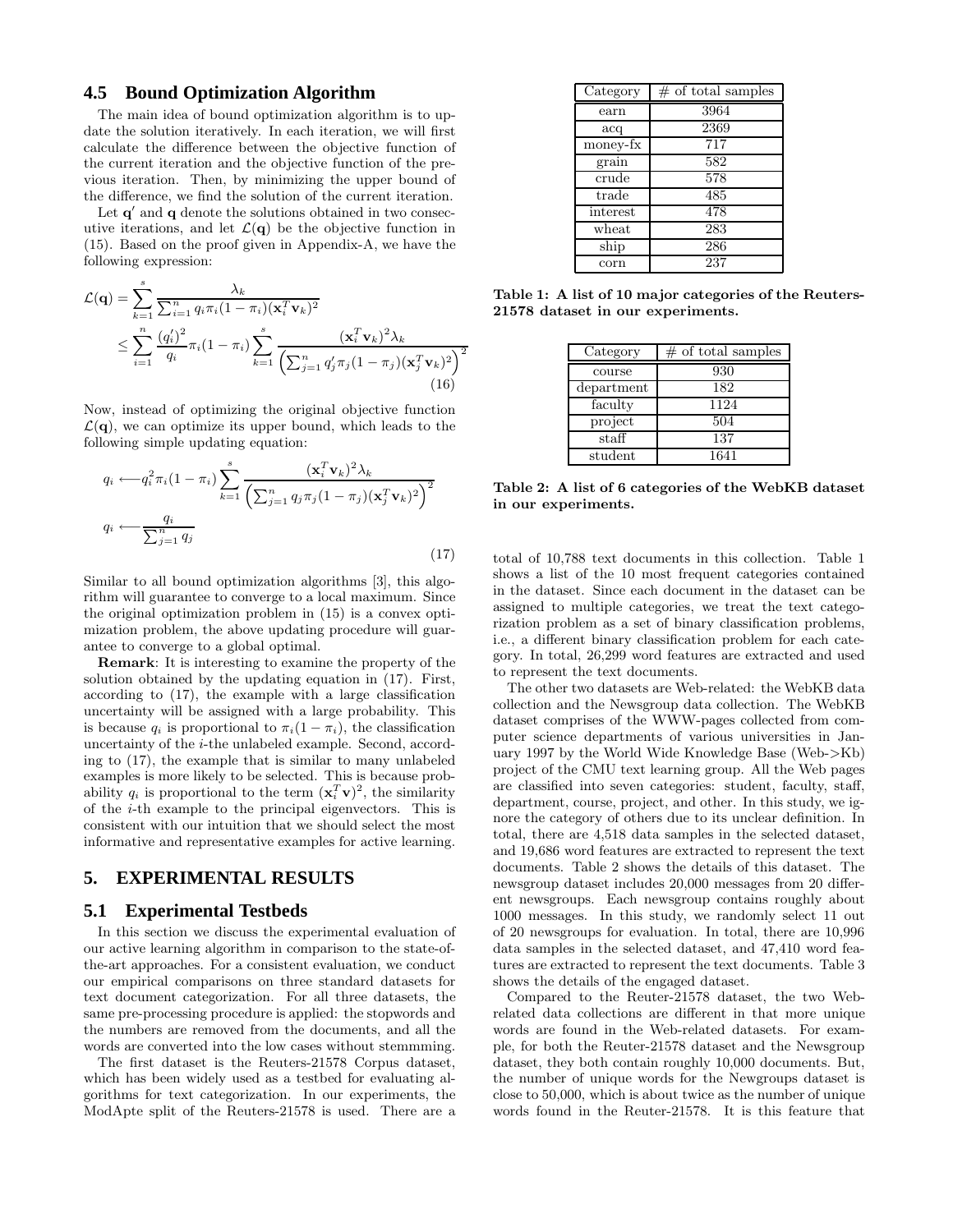### 4.5 Bound Optimization Algorithm

The main idea of bound optimization algorithm is to update the solution iteratively. In each iteration, we will first calculate the difference between the objective function of the current iteration and the objective function of the previous iteration. Then, by minimizing the upper bound of the difference, we find the solution of the current iteration.

Let $\mathbf{q}'$ and $\mathbf{q}$ denote the solutions obtained in two consecutive iterations, and let $\mathcal{L}(\mathbf{q})$ be the objective function in (15). Based on the proof given in Appendix-A, we have the following expression:

$$\begin{aligned}\mathcal{L}(\mathbf{q}) &= \sum_{k=1}^{s} \frac{\lambda_k}{\sum_{i=1}^{n} q_i \pi_i (1-\pi_i)(\mathbf{x}_i^T \mathbf{v}_k)^2} \\ &\leq \sum_{i=1}^{n} \frac{(q_i')^2}{q_i} \pi_i (1-\pi_i) \sum_{k=1}^{s} \frac{(\mathbf{x}_i^T \mathbf{v}_k)^2 \lambda_k}{\left(\sum_{j=1}^{n} q_j' \pi_j (1-\pi_j)(\mathbf{x}_j^T \mathbf{v}_k)^2\right)^2}\end{aligned} \tag{16}$$

Now, instead of optimizing the original objective function $\mathcal{L}(\mathbf{q})$, we can optimize its upper bound, which leads to the following simple updating equation:

$$\begin{aligned} q_i &\longleftarrow q_i^2 \pi_i (1-\pi_i) \sum_{k=1}^{s} \frac{(\mathbf{x}_i^T \mathbf{v}_k)^2 \lambda_k}{\left(\sum_{j=1}^{n} q_j \pi_j (1-\pi_j)(\mathbf{x}_j^T \mathbf{v}_k)^2\right)^2} \\ q_i &\longleftarrow \frac{q_i}{\sum_{j=1}^{n} q_j} \end{aligned} \tag{17}$$

Similar to all bound optimization algorithms [3], this algorithm will guarantee to converge to a local maximum. Since the original optimization problem in (15) is a convex optimization problem, the above updating procedure will guarantee to converge to a global optimal.

**Remark**: It is interesting to examine the property of the solution obtained by the updating equation in (17). First, according to (17), the example with a large classification uncertainty will be assigned with a large probability. This is because $q_i$ is proportional to $\pi_i(1-\pi_i)$, the classification uncertainty of the $i$-the unlabeled example. Second, according to (17), the example that is similar to many unlabeled examples is more likely to be selected. This is because probability $q_i$ is proportional to the term $(\mathbf{x}_i^T \mathbf{v})^2$, the similarity of the $i$-th example to the principal eigenvectors. This is consistent with our intuition that we should select the most informative and representative examples for active learning.

## 5. EXPERIMENTAL RESULTS

### 5.1 Experimental Testbeds

In this section we discuss the experimental evaluation of our active learning algorithm in comparison to the state-of-the-art approaches. For a consistent evaluation, we conduct our empirical comparisons on three standard datasets for text document categorization. For all three datasets, the same pre-processing procedure is applied: the stopwords and the numbers are removed from the documents, and all the words are converted into the low cases without stemmming.

The first dataset is the Reuters-21578 Corpus dataset, which has been widely used as a testbed for evaluating algorithms for text categorization. In our experiments, the ModApte split of the Reuters-21578 is used. There are a total of 10,788 text documents in this collection. Table 1 shows a list of the 10 most frequent categories contained in the dataset. Since each document in the dataset can be assigned to multiple categories, we treat the text categorization problem as a set of binary classification problems, i.e., a different binary classification problem for each category. In total, 26,299 word features are extracted and used to represent the text documents.

| Category | # of total samples |
|---|---|
| earn | 3964 |
| acq | 2369 |
| money-fx | 717 |
| grain | 582 |
| crude | 578 |
| trade | 485 |
| interest | 478 |
| wheat | 283 |
| ship | 286 |
| corn | 237 |

**Table 1: A list of 10 major categories of the Reuters-21578 dataset in our experiments.**

| Category | # of total samples |
|---|---|
| course | 930 |
| department | 182 |
| faculty | 1124 |
| project | 504 |
| staff | 137 |
| student | 1641 |

**Table 2: A list of 6 categories of the WebKB dataset in our experiments.**

The other two datasets are Web-related: the WebKB data collection and the Newsgroup data collection. The WebKB dataset comprises of the WWW-pages collected from computer science departments of various universities in January 1997 by the World Wide Knowledge Base (Web->Kb) project of the CMU text learning group. All the Web pages are classified into seven categories: student, faculty, staff, department, course, project, and other. In this study, we ignore the category of others due to its unclear definition. In total, there are 4,518 data samples in the selected dataset, and 19,686 word features are extracted to represent the text documents. Table 2 shows the details of this dataset. The newsgroup dataset includes 20,000 messages from 20 different newsgroups. Each newsgroup contains roughly about 1000 messages. In this study, we randomly select 11 out of 20 newsgroups for evaluation. In total, there are 10,996 data samples in the selected dataset, and 47,410 word features are extracted to represent the text documents. Table 3 shows the details of the engaged dataset.

Compared to the Reuter-21578 dataset, the two Web-related data collections are different in that more unique words are found in the Web-related datasets. For example, for both the Reuter-21578 dataset and the Newsgroup dataset, they both contain roughly 10,000 documents. But, the number of unique words for the Newgroups dataset is close to 50,000, which is about twice as the number of unique words found in the Reuter-21578. It is this feature that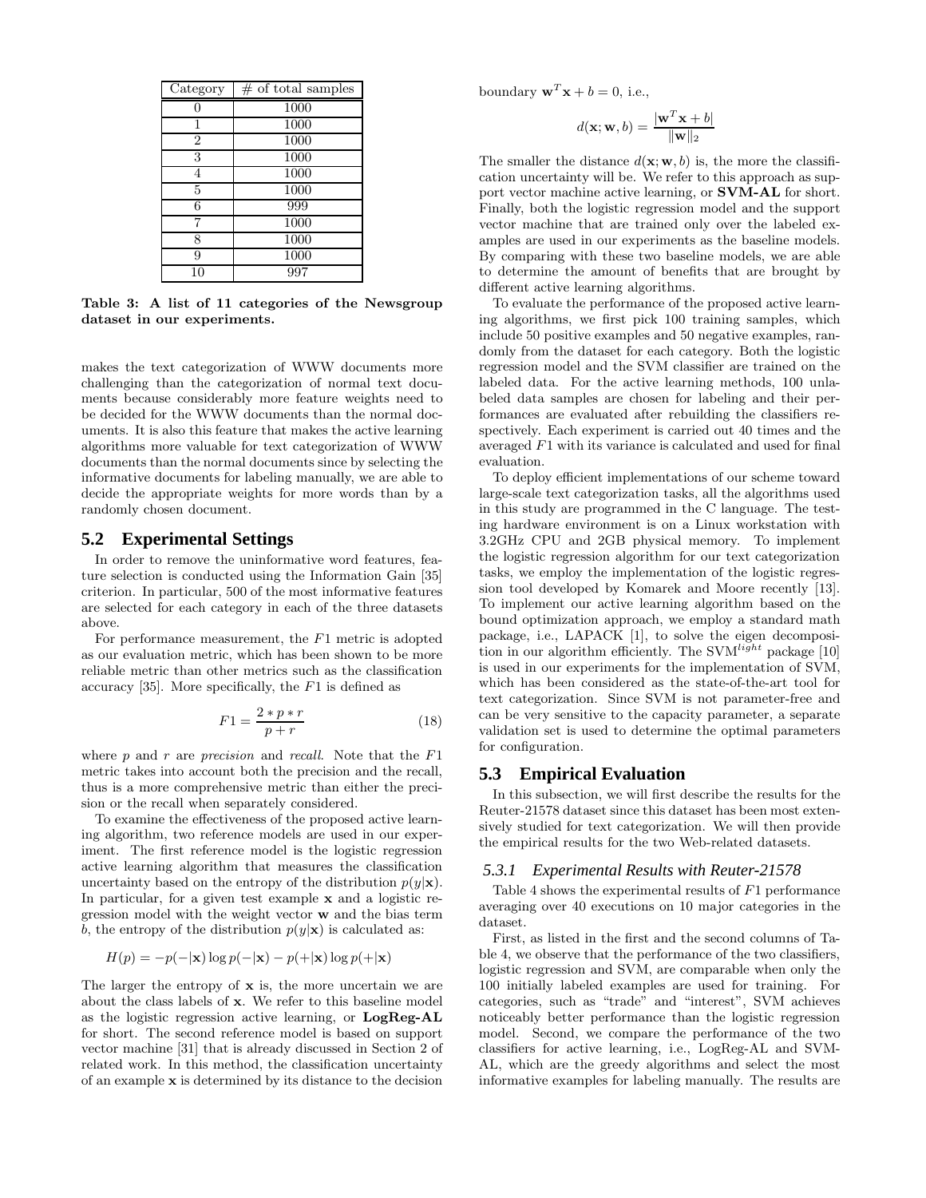| Category | # of total samples |
|---|---|
| 0 | 1000 |
| 1 | 1000 |
| 2 | 1000 |
| 3 | 1000 |
| 4 | 1000 |
| 5 | 1000 |
| 6 | 999 |
| 7 | 1000 |
| 8 | 1000 |
| 9 | 1000 |
| 10 | 997 |

**Table 3: A list of 11 categories of the Newsgroup dataset in our experiments.**

makes the text categorization of WWW documents more challenging than the categorization of normal text documents because considerably more feature weights need to be decided for the WWW documents than the normal documents. It is also this feature that makes the active learning algorithms more valuable for text categorization of WWW documents than the normal documents since by selecting the informative documents for labeling manually, we are able to decide the appropriate weights for more words than by a randomly chosen document.

## 5.2 Experimental Settings

In order to remove the uninformative word features, feature selection is conducted using the Information Gain [35] criterion. In particular, 500 of the most informative features are selected for each category in each of the three datasets above.

For performance measurement, the $F1$ metric is adopted as our evaluation metric, which has been shown to be more reliable metric than other metrics such as the classification accuracy [35]. More specifically, the $F1$ is defined as

$$F1 = \frac{2 * p * r}{p + r} \quad (18)$$

where $p$ and $r$ are *precision* and *recall*. Note that the $F1$ metric takes into account both the precision and the recall, thus is a more comprehensive metric than either the precision or the recall when separately considered.

To examine the effectiveness of the proposed active learning algorithm, two reference models are used in our experiment. The first reference model is the logistic regression active learning algorithm that measures the classification uncertainty based on the entropy of the distribution $p(y|\mathbf{x})$. In particular, for a given test example $\mathbf{x}$ and a logistic regression model with the weight vector $\mathbf{w}$ and the bias term $b$, the entropy of the distribution $p(y|\mathbf{x})$ is calculated as:

$$H(p) = -p(-|\mathbf{x}) \log p(-|\mathbf{x}) - p(+|\mathbf{x}) \log p(+|\mathbf{x})$$

The larger the entropy of $\mathbf{x}$ is, the more uncertain we are about the class labels of $\mathbf{x}$. We refer to this baseline model as the logistic regression active learning, or **LogReg-AL** for short. The second reference model is based on support vector machine [31] that is already discussed in Section 2 of related work. In this method, the classification uncertainty of an example $\mathbf{x}$ is determined by its distance to the decision boundary $\mathbf{w}^T\mathbf{x} + b = 0$, i.e.,

$$d(\mathbf{x}; \mathbf{w}, b) = \frac{|\mathbf{w}^T\mathbf{x} + b|}{\|\mathbf{w}\|_2}$$

The smaller the distance $d(\mathbf{x}; \mathbf{w}, b)$ is, the more the classification uncertainty will be. We refer to this approach as support vector machine active learning, or **SVM-AL** for short. Finally, both the logistic regression model and the support vector machine that are trained only over the labeled examples are used in our experiments as the baseline models. By comparing with these two baseline models, we are able to determine the amount of benefits that are brought by different active learning algorithms.

To evaluate the performance of the proposed active learning algorithms, we first pick 100 training samples, which include 50 positive examples and 50 negative examples, randomly from the dataset for each category. Both the logistic regression model and the SVM classifier are trained on the labeled data. For the active learning methods, 100 unlabeled data samples are chosen for labeling and their performances are evaluated after rebuilding the classifiers respectively. Each experiment is carried out 40 times and the averaged $F1$ with its variance is calculated and used for final evaluation.

To deploy efficient implementations of our scheme toward large-scale text categorization tasks, all the algorithms used in this study are programmed in the C language. The testing hardware environment is on a Linux workstation with 3.2GHz CPU and 2GB physical memory. To implement the logistic regression algorithm for our text categorization tasks, we employ the implementation of the logistic regression tool developed by Komarek and Moore recently [13]. To implement our active learning algorithm based on the bound optimization approach, we employ a standard math package, i.e., LAPACK [1], to solve the eigen decomposition in our algorithm efficiently. The SVM$^{light}$ package [10] is used in our experiments for the implementation of SVM, which has been considered as the state-of-the-art tool for text categorization. Since SVM is not parameter-free and can be very sensitive to the capacity parameter, a separate validation set is used to determine the optimal parameters for configuration.

## 5.3 Empirical Evaluation

In this subsection, we will first describe the results for the Reuter-21578 dataset since this dataset has been most extensively studied for text categorization. We will then provide the empirical results for the two Web-related datasets.

### 5.3.1 Experimental Results with Reuter-21578

Table 4 shows the experimental results of $F1$ performance averaging over 40 executions on 10 major categories in the dataset.

First, as listed in the first and the second columns of Table 4, we observe that the performance of the two classifiers, logistic regression and SVM, are comparable when only the 100 initially labeled examples are used for training. For categories, such as "trade" and "interest", SVM achieves noticeably better performance than the logistic regression model. Second, we compare the performance of the two classifiers for active learning, i.e., LogReg-AL and SVM-AL, which are the greedy algorithms and select the most informative examples for labeling manually. The results are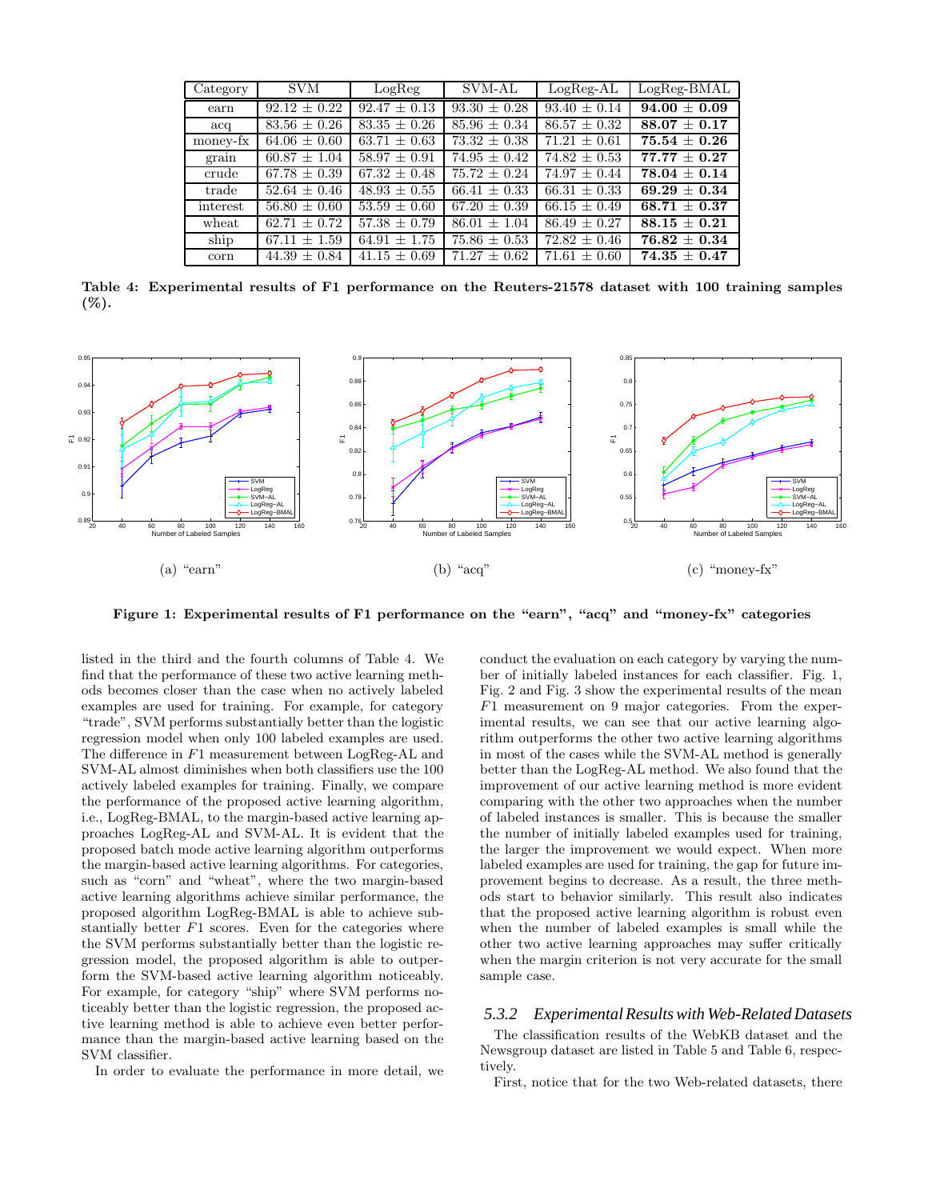| Category | SVM | LogReg | SVM-AL | LogReg-AL | LogReg-BMAL |
|---|---|---|---|---|---|
| earn | 92.12 ± 0.22 | 92.47 ± 0.13 | 93.30 ± 0.28 | 93.40 ± 0.14 | **94.00 ± 0.09** |
| acq | 83.56 ± 0.26 | 83.35 ± 0.26 | 85.96 ± 0.34 | 86.57 ± 0.32 | **88.07 ± 0.17** |
| money-fx | 64.06 ± 0.60 | 63.71 ± 0.63 | 73.32 ± 0.38 | 71.21 ± 0.61 | **75.54 ± 0.26** |
| grain | 60.87 ± 1.04 | 58.97 ± 0.91 | 74.95 ± 0.42 | 74.82 ± 0.53 | **77.77 ± 0.27** |
| crude | 67.78 ± 0.39 | 67.32 ± 0.48 | 75.72 ± 0.24 | 74.97 ± 0.44 | **78.04 ± 0.14** |
| trade | 52.64 ± 0.46 | 48.93 ± 0.55 | 66.41 ± 0.33 | 66.31 ± 0.33 | **69.29 ± 0.34** |
| interest | 56.80 ± 0.60 | 53.59 ± 0.60 | 67.20 ± 0.39 | 66.15 ± 0.49 | **68.71 ± 0.37** |
| wheat | 62.71 ± 0.72 | 57.38 ± 0.79 | 86.01 ± 1.04 | 86.49 ± 0.27 | **88.15 ± 0.21** |
| ship | 67.11 ± 1.59 | 64.91 ± 1.75 | 75.86 ± 0.53 | 72.82 ± 0.46 | **76.82 ± 0.34** |
| corn | 44.39 ± 0.84 | 41.15 ± 0.69 | 71.27 ± 0.62 | 71.61 ± 0.60 | **74.35 ± 0.47** |

**Table 4: Experimental results of F1 performance on the Reuters-21578 dataset with 100 training samples (%).**

(a) "earn"

(b) "acq"

(c) "money-fx"

**Figure 1: Experimental results of F1 performance on the "earn", "acq" and "money-fx" categories**

listed in the third and the fourth columns of Table 4. We find that the performance of these two active learning methods becomes closer than the case when no actively labeled examples are used for training. For example, for category "trade", SVM performs substantially better than the logistic regression model when only 100 labeled examples are used. The difference in $F1$ measurement between LogReg-AL and SVM-AL almost diminishes when both classifiers use the 100 actively labeled examples for training. Finally, we compare the performance of the proposed active learning algorithm, i.e., LogReg-BMAL, to the margin-based active learning approaches LogReg-AL and SVM-AL. It is evident that the proposed batch mode active learning algorithm outperforms the margin-based active learning algorithms. For categories, such as "corn" and "wheat", where the two margin-based active learning algorithms achieve similar performance, the proposed algorithm LogReg-BMAL is able to achieve substantially better $F1$ scores. Even for the categories where the SVM performs substantially better than the logistic regression model, the proposed algorithm is able to outperform the SVM-based active learning algorithm noticeably. For example, for category "ship" where SVM performs noticeably better than the logistic regression, the proposed active learning method is able to achieve even better performance than the margin-based active learning based on the SVM classifier.

In order to evaluate the performance in more detail, we conduct the evaluation on each category by varying the number of initially labeled instances for each classifier. Fig. 1, Fig. 2 and Fig. 3 show the experimental results of the mean $F1$ measurement on 9 major categories. From the experimental results, we can see that our active learning algorithm outperforms the other two active learning algorithms in most of the cases while the SVM-AL method is generally better than the LogReg-AL method. We also found that the improvement of our active learning method is more evident comparing with the other two approaches when the number of labeled instances is smaller. This is because the smaller the number of initially labeled examples used for training, the larger the improvement we would expect. When more labeled examples are used for training, the gap for future improvement begins to decrease. As a result, the three methods start to behavior similarly. This result also indicates that the proposed active learning algorithm is robust even when the number of labeled examples is small while the other two active learning approaches may suffer critically when the margin criterion is not very accurate for the small sample case.

### 5.3.2 *Experimental Results with Web-Related Datasets*

The classification results of the WebKB dataset and the Newsgroup dataset are listed in Table 5 and Table 6, respectively.

First, notice that for the two Web-related datasets, there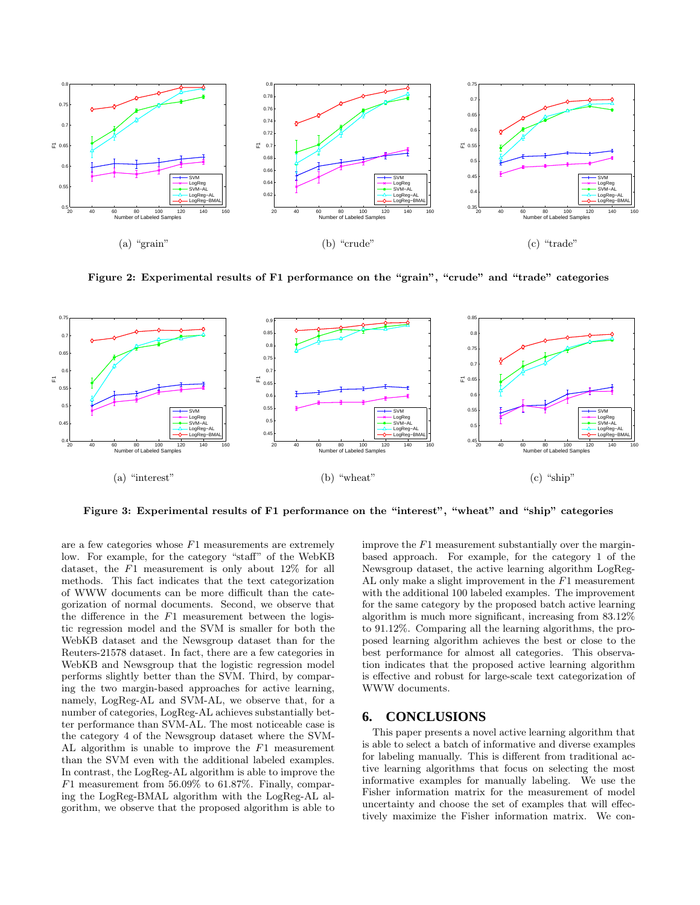(a) "grain"

(b) "crude"

(c) "trade"

**Figure 2: Experimental results of F1 performance on the "grain", "crude" and "trade" categories**

(a) "interest"

(b) "wheat"

(c) "ship"

**Figure 3: Experimental results of F1 performance on the "interest", "wheat" and "ship" categories**

are a few categories whose $F1$ measurements are extremely low. For example, for the category "staff" of the WebKB dataset, the $F1$ measurement is only about 12% for all methods. This fact indicates that the text categorization of WWW documents can be more difficult than the categorization of normal documents. Second, we observe that the difference in the $F1$ measurement between the logistic regression model and the SVM is smaller for both the WebKB dataset and the Newsgroup dataset than for the Reuters-21578 dataset. In fact, there are a few categories in WebKB and Newsgroup that the logistic regression model performs slightly better than the SVM. Third, by comparing the two margin-based approaches for active learning, namely, LogReg-AL and SVM-AL, we observe that, for a number of categories, LogReg-AL achieves substantially better performance than SVM-AL. The most noticeable case is the category 4 of the Newsgroup dataset where the SVM-AL algorithm is unable to improve the $F1$ measurement than the SVM even with the additional labeled examples. In contrast, the LogReg-AL algorithm is able to improve the $F1$ measurement from 56.09% to 61.87%. Finally, comparing the LogReg-BMAL algorithm with the LogReg-AL algorithm, we observe that the proposed algorithm is able to improve the $F1$ measurement substantially over the margin-based approach. For example, for the category 1 of the Newsgroup dataset, the active learning algorithm LogReg-AL only make a slight improvement in the $F1$ measurement with the additional 100 labeled examples. The improvement for the same category by the proposed batch active learning algorithm is much more significant, increasing from 83.12% to 91.12%. Comparing all the learning algorithms, the proposed learning algorithm achieves the best or close to the best performance for almost all categories. This observation indicates that the proposed active learning algorithm is effective and robust for large-scale text categorization of WWW documents.

## 6. CONCLUSIONS

This paper presents a novel active learning algorithm that is able to select a batch of informative and diverse examples for labeling manually. This is different from traditional active learning algorithms that focus on selecting the most informative examples for manually labeling. We use the Fisher information matrix for the measurement of model uncertainty and choose the set of examples that will effectively maximize the Fisher information matrix. We con-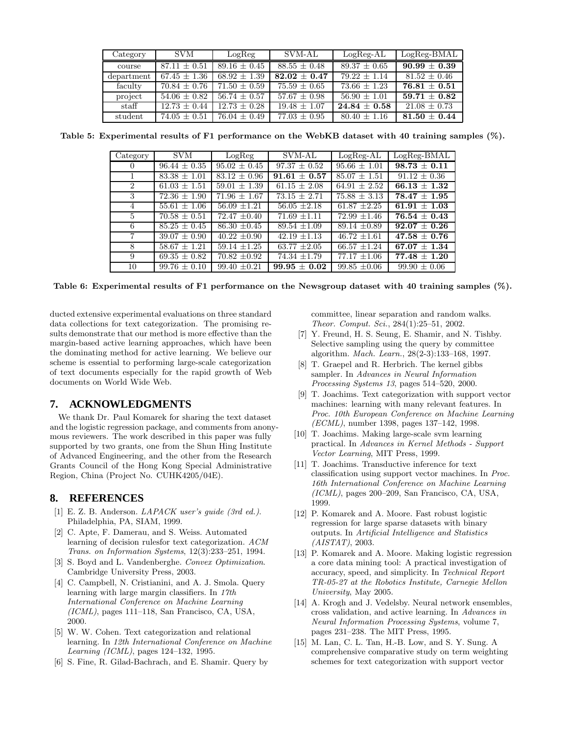| Category | SVM | LogReg | SVM-AL | LogReg-AL | LogReg-BMAL |
|---|---|---|---|---|---|
| course | $87.11 \pm 0.51$ | $89.16 \pm 0.45$ | $88.55 \pm 0.48$ | $89.37 \pm 0.65$ | $\mathbf{90.99 \pm 0.39}$ |
| department | $67.45 \pm 1.36$ | $68.92 \pm 1.39$ | $\mathbf{82.02 \pm 0.47}$ | $79.22 \pm 1.14$ | $81.52 \pm 0.46$ |
| faculty | $70.84 \pm 0.76$ | $71.50 \pm 0.59$ | $75.59 \pm 0.65$ | $73.66 \pm 1.23$ | $\mathbf{76.81 \pm 0.51}$ |
| project | $54.06 \pm 0.82$ | $56.74 \pm 0.57$ | $57.67 \pm 0.98$ | $56.90 \pm 1.01$ | $\mathbf{59.71 \pm 0.82}$ |
| staff | $12.73 \pm 0.44$ | $12.73 \pm 0.28$ | $19.48 \pm 1.07$ | $\mathbf{24.84 \pm 0.58}$ | $21.08 \pm 0.73$ |
| student | $74.05 \pm 0.51$ | $76.04 \pm 0.49$ | $77.03 \pm 0.95$ | $80.40 \pm 1.16$ | $\mathbf{81.50 \pm 0.44}$ |

**Table 5: Experimental results of F1 performance on the WebKB dataset with 40 training samples (%).**

| Category | SVM | LogReg | SVM-AL | LogReg-AL | LogReg-BMAL |
|---|---|---|---|---|---|
| 0 | $96.44 \pm 0.35$ | $95.02 \pm 0.45$ | $97.37 \pm 0.52$ | $95.66 \pm 1.01$ | $\mathbf{98.73 \pm 0.11}$ |
| 1 | $83.38 \pm 1.01$ | $83.12 \pm 0.96$ | $\mathbf{91.61 \pm 0.57}$ | $85.07 \pm 1.51$ | $91.12 \pm 0.36$ |
| 2 | $61.03 \pm 1.51$ | $59.01 \pm 1.39$ | $61.15 \pm 2.08$ | $64.91 \pm 2.52$ | $\mathbf{66.13 \pm 1.32}$ |
| 3 | $72.36 \pm 1.90$ | $71.96 \pm 1.67$ | $73.15 \pm 2.71$ | $75.88 \pm 3.13$ | $\mathbf{78.47 \pm 1.95}$ |
| 4 | $55.61 \pm 1.06$ | $56.09 \pm 1.21$ | $56.05 \pm 2.18$ | $61.87 \pm 2.25$ | $\mathbf{61.91 \pm 1.03}$ |
| 5 | $70.58 \pm 0.51$ | $72.47 \pm 0.40$ | $71.69 \pm 1.11$ | $72.99 \pm 1.46$ | $\mathbf{76.54 \pm 0.43}$ |
| 6 | $85.25 \pm 0.45$ | $86.30 \pm 0.45$ | $89.54 \pm 1.09$ | $89.14 \pm 0.89$ | $\mathbf{92.07 \pm 0.26}$ |
| 7 | $39.07 \pm 0.90$ | $40.22 \pm 0.90$ | $42.19 \pm 1.13$ | $46.72 \pm 1.61$ | $\mathbf{47.58 \pm 0.76}$ |
| 8 | $58.67 \pm 1.21$ | $59.14 \pm 1.25$ | $63.77 \pm 2.05$ | $66.57 \pm 1.24$ | $\mathbf{67.07 \pm 1.34}$ |
| 9 | $69.35 \pm 0.82$ | $70.82 \pm 0.92$ | $74.34 \pm 1.79$ | $77.17 \pm 1.06$ | $\mathbf{77.48 \pm 1.20}$ |
| 10 | $99.76 \pm 0.10$ | $99.40 \pm 0.21$ | $\mathbf{99.95 \pm 0.02}$ | $99.85 \pm 0.06$ | $99.90 \pm 0.06$ |

**Table 6: Experimental results of F1 performance on the Newsgroup dataset with 40 training samples (%).**

ducted extensive experimental evaluations on three standard data collections for text categorization. The promising results demonstrate that our method is more effective than the margin-based active learning approaches, which have been the dominating method for active learning. We believe our scheme is essential to performing large-scale categorization of text documents especially for the rapid growth of Web documents on World Wide Web.

## 7. ACKNOWLEDGMENTS

We thank Dr. Paul Komarek for sharing the text dataset and the logistic regression package, and comments from anonymous reviewers. The work described in this paper was fully supported by two grants, one from the Shun Hing Institute of Advanced Engineering, and the other from the Research Grants Council of the Hong Kong Special Administrative Region, China (Project No. CUHK4205/04E).

## 8. REFERENCES

- [1] E. Z. B. Anderson. *LAPACK user's guide (3rd ed.)*. Philadelphia, PA, SIAM, 1999.
- [2] C. Apte, F. Damerau, and S. Weiss. Automated learning of decision rulesfor text categorization. *ACM Trans. on Information Systems*, 12(3):233–251, 1994.
- [3] S. Boyd and L. Vandenberghe. *Convex Optimization*. Cambridge University Press, 2003.
- [4] C. Campbell, N. Cristianini, and A. J. Smola. Query learning with large margin classifiers. In *17th International Conference on Machine Learning (ICML)*, pages 111–118, San Francisco, CA, USA, 2000.
- [5] W. W. Cohen. Text categorization and relational learning. In *12th International Conference on Machine Learning (ICML)*, pages 124–132, 1995.
- [6] S. Fine, R. Gilad-Bachrach, and E. Shamir. Query by committee, linear separation and random walks. *Theor. Comput. Sci.*, 284(1):25–51, 2002.
- [7] Y. Freund, H. S. Seung, E. Shamir, and N. Tishby. Selective sampling using the query by committee algorithm. *Mach. Learn.*, 28(2-3):133–168, 1997.
- [8] T. Graepel and R. Herbrich. The kernel gibbs sampler. In *Advances in Neural Information Processing Systems 13*, pages 514–520, 2000.
- [9] T. Joachims. Text categorization with support vector machines: learning with many relevant features. In *Proc. 10th European Conference on Machine Learning (ECML)*, number 1398, pages 137–142, 1998.
- [10] T. Joachims. Making large-scale svm learning practical. In *Advances in Kernel Methods - Support Vector Learning*, MIT Press, 1999.
- [11] T. Joachims. Transductive inference for text classification using support vector machines. In *Proc. 16th International Conference on Machine Learning (ICML)*, pages 200–209, San Francisco, CA, USA, 1999.
- [12] P. Komarek and A. Moore. Fast robust logistic regression for large sparse datasets with binary outputs. In *Artificial Intelligence and Statistics (AISTAT)*, 2003.
- [13] P. Komarek and A. Moore. Making logistic regression a core data mining tool: A practical investigation of accuracy, speed, and simplicity. In *Technical Report TR-05-27 at the Robotics Institute, Carnegie Mellon University*, May 2005.
- [14] A. Krogh and J. Vedelsby. Neural network ensembles, cross validation, and active learning. In *Advances in Neural Information Processing Systems*, volume 7, pages 231–238. The MIT Press, 1995.
- [15] M. Lan, C. L. Tan, H.-B. Low, and S. Y. Sung. A comprehensive comparative study on term weighting schemes for text categorization with support vector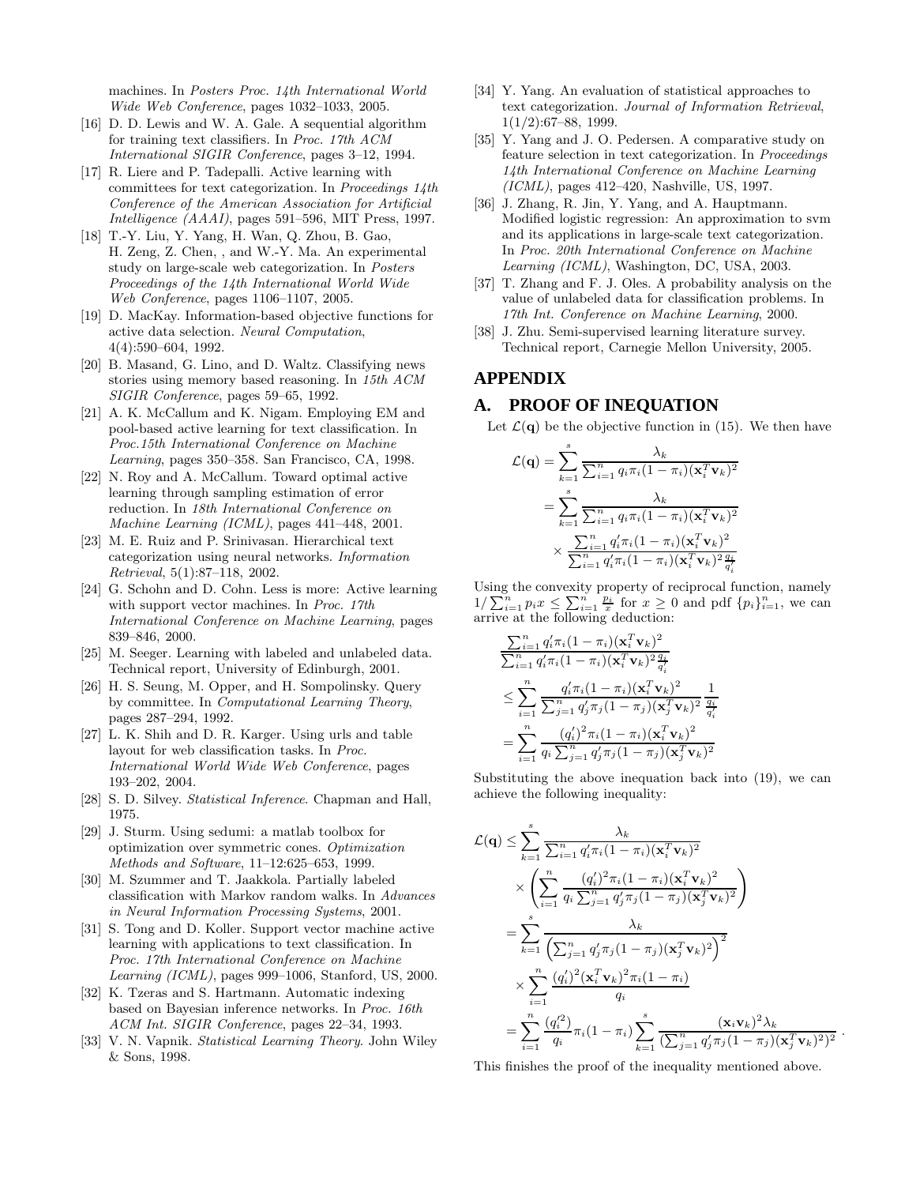machines. In *Posters Proc. 14th International World Wide Web Conference*, pages 1032–1033, 2005.

[16] D. D. Lewis and W. A. Gale. A sequential algorithm for training text classifiers. In *Proc. 17th ACM International SIGIR Conference*, pages 3–12, 1994.

[17] R. Liere and P. Tadepalli. Active learning with committees for text categorization. In *Proceedings 14th Conference of the American Association for Artificial Intelligence (AAAI)*, pages 591–596, MIT Press, 1997.

[18] T.-Y. Liu, Y. Yang, H. Wan, Q. Zhou, B. Gao, H. Zeng, Z. Chen, , and W.-Y. Ma. An experimental study on large-scale web categorization. In *Posters Proceedings of the 14th International World Wide Web Conference*, pages 1106–1107, 2005.

[19] D. MacKay. Information-based objective functions for active data selection. *Neural Computation*, 4(4):590–604, 1992.

[20] B. Masand, G. Lino, and D. Waltz. Classifying news stories using memory based reasoning. In *15th ACM SIGIR Conference*, pages 59–65, 1992.

[21] A. K. McCallum and K. Nigam. Employing EM and pool-based active learning for text classification. In *Proc.15th International Conference on Machine Learning*, pages 350–358. San Francisco, CA, 1998.

[22] N. Roy and A. McCallum. Toward optimal active learning through sampling estimation of error reduction. In *18th International Conference on Machine Learning (ICML)*, pages 441–448, 2001.

[23] M. E. Ruiz and P. Srinivasan. Hierarchical text categorization using neural networks. *Information Retrieval*, 5(1):87–118, 2002.

[24] G. Schohn and D. Cohn. Less is more: Active learning with support vector machines. In *Proc. 17th International Conference on Machine Learning*, pages 839–846, 2000.

[25] M. Seeger. Learning with labeled and unlabeled data. Technical report, University of Edinburgh, 2001.

[26] H. S. Seung, M. Opper, and H. Sompolinsky. Query by committee. In *Computational Learning Theory*, pages 287–294, 1992.

[27] L. K. Shih and D. R. Karger. Using urls and table layout for web classification tasks. In *Proc. International World Wide Web Conference*, pages 193–202, 2004.

[28] S. D. Silvey. *Statistical Inference*. Chapman and Hall, 1975.

[29] J. Sturm. Using sedumi: a matlab toolbox for optimization over symmetric cones. *Optimization Methods and Software*, 11–12:625–653, 1999.

[30] M. Szummer and T. Jaakkola. Partially labeled classification with Markov random walks. In *Advances in Neural Information Processing Systems*, 2001.

[31] S. Tong and D. Koller. Support vector machine active learning with applications to text classification. In *Proc. 17th International Conference on Machine Learning (ICML)*, pages 999–1006, Stanford, US, 2000.

[32] K. Tzeras and S. Hartmann. Automatic indexing based on Bayesian inference networks. In *Proc. 16th ACM Int. SIGIR Conference*, pages 22–34, 1993.

[33] V. N. Vapnik. *Statistical Learning Theory*. John Wiley & Sons, 1998.

[34] Y. Yang. An evaluation of statistical approaches to text categorization. *Journal of Information Retrieval*, 1(1/2):67–88, 1999.

[35] Y. Yang and J. O. Pedersen. A comparative study on feature selection in text categorization. In *Proceedings 14th International Conference on Machine Learning (ICML)*, pages 412–420, Nashville, US, 1997.

[36] J. Zhang, R. Jin, Y. Yang, and A. Hauptmann. Modified logistic regression: An approximation to svm and its applications in large-scale text categorization. In *Proc. 20th International Conference on Machine Learning (ICML)*, Washington, DC, USA, 2003.

[37] T. Zhang and F. J. Oles. A probability analysis on the value of unlabeled data for classification problems. In *17th Int. Conference on Machine Learning*, 2000.

[38] J. Zhu. Semi-supervised learning literature survey. Technical report, Carnegie Mellon University, 2005.

## APPENDIX

## A. PROOF OF INEQUATION

Let $\mathcal{L}(\mathbf{q})$ be the objective function in (15). We then have

$$
\begin{aligned}
\mathcal{L}(\mathbf{q}) &= \sum_{k=1}^{s} \frac{\lambda_k}{\sum_{i=1}^{n} q_i \pi_i (1-\pi_i)(\mathbf{x}_i^T \mathbf{v}_k)^2} \\
&= \sum_{k=1}^{s} \frac{\lambda_k}{\sum_{i=1}^{n} q_i \pi_i (1-\pi_i)(\mathbf{x}_i^T \mathbf{v}_k)^2} \\
&\quad \times \frac{\sum_{i=1}^{n} q_i' \pi_i (1-\pi_i)(\mathbf{x}_i^T \mathbf{v}_k)^2}{\sum_{i=1}^{n} q_i' \pi_i (1-\pi_i)(\mathbf{x}_i^T \mathbf{v}_k)^2 \frac{q_i}{q_i'}}
\end{aligned}
$$

Using the convexity property of reciprocal function, namely $1/\sum_{i=1}^{n} p_i x \leq \sum_{i=1}^{n} \frac{p_i}{x}$ for $x \geq 0$ and pdf $\{p_i\}_{i=1}^{n}$, we can arrive at the following deduction:

$$
\begin{aligned}
&\frac{\sum_{i=1}^{n} q_i' \pi_i (1-\pi_i)(\mathbf{x}_i^T \mathbf{v}_k)^2}{\sum_{i=1}^{n} q_i' \pi_i (1-\pi_i)(\mathbf{x}_i^T \mathbf{v}_k)^2 \frac{q_i}{q_i'}} \\
&\leq \sum_{i=1}^{n} \frac{q_i' \pi_i (1-\pi_i)(\mathbf{x}_i^T \mathbf{v}_k)^2}{\sum_{j=1}^{n} q_j' \pi_j (1-\pi_j)(\mathbf{x}_j^T \mathbf{v}_k)^2} \frac{1}{\frac{q_i}{q_i'}} \\
&= \sum_{i=1}^{n} \frac{(q_i')^2 \pi_i (1-\pi_i)(\mathbf{x}_i^T \mathbf{v}_k)^2}{q_i \sum_{j=1}^{n} q_j' \pi_j (1-\pi_j)(\mathbf{x}_j^T \mathbf{v}_k)^2}
\end{aligned}
$$

Substituting the above inequation back into (19), we can achieve the following inequality:

$$
\begin{aligned}
\mathcal{L}(\mathbf{q}) &\leq \sum_{k=1}^{s} \frac{\lambda_k}{\sum_{i=1}^{n} q_i' \pi_i (1-\pi_i)(\mathbf{x}_i^T \mathbf{v}_k)^2} \\
&\quad \times \left( \sum_{i=1}^{n} \frac{(q_i')^2 \pi_i (1-\pi_i)(\mathbf{x}_i^T \mathbf{v}_k)^2}{q_i \sum_{j=1}^{n} q_j' \pi_j (1-\pi_j)(\mathbf{x}_j^T \mathbf{v}_k)^2} \right) \\
&= \sum_{k=1}^{s} \frac{\lambda_k}{\left( \sum_{j=1}^{n} q_j' \pi_j (1-\pi_j)(\mathbf{x}_j^T \mathbf{v}_k)^2 \right)^2} \\
&\quad \times \sum_{i=1}^{n} \frac{(q_i')^2 (\mathbf{x}_i^T \mathbf{v}_k)^2 \pi_i (1-\pi_i)}{q_i} \\
&= \sum_{i=1}^{n} \frac{(q_i'^2)}{q_i} \pi_i (1-\pi_i) \sum_{k=1}^{s} \frac{(\mathbf{x}_i \mathbf{v}_k)^2 \lambda_k}{(\sum_{j=1}^{n} q_j' \pi_j (1-\pi_j)(\mathbf{x}_j^T \mathbf{v}_k)^2)^2} .
\end{aligned}
$$

This finishes the proof of the inequality mentioned above.